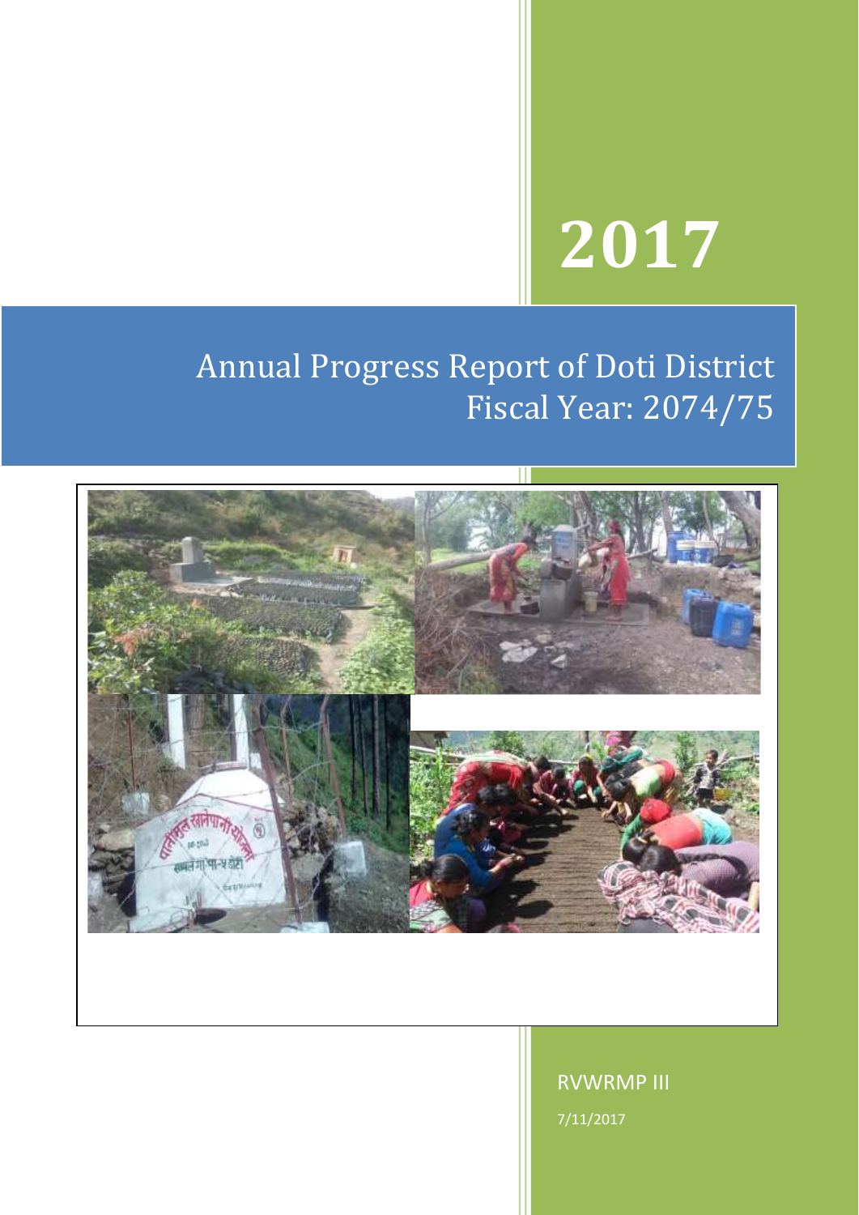# 2017

## Annual Progress Report of Doti District
## Fiscal Year: 2074/75

RVWRMP III

7/11/2017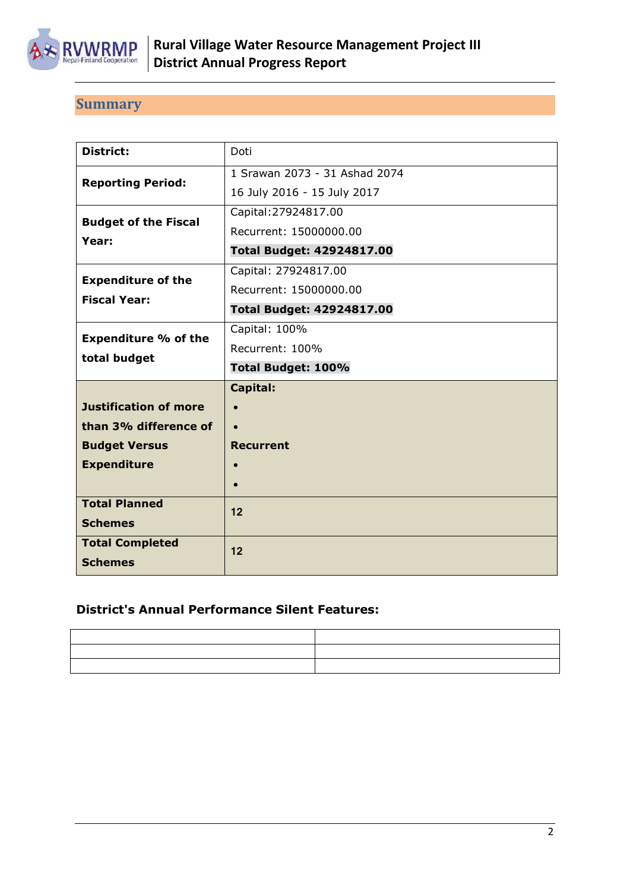## Summary

| District: | Doti |
|---|---|
| Reporting Period: | 1 Srawan 2073 - 31 Ashad 2074<br>16 July 2016 - 15 July 2017 |
| Budget of the Fiscal Year: | Capital:27924817.00<br>Recurrent: 15000000.00<br>**Total Budget: 42924817.00** |
| Expenditure of the Fiscal Year: | Capital: 27924817.00<br>Recurrent: 15000000.00<br>**Total Budget: 42924817.00** |
| Expenditure % of the total budget | Capital: 100%<br>Recurrent: 100%<br>**Total Budget: 100%** |
| Justification of more than 3% difference of Budget Versus Expenditure | **Capital:**<br>•<br>•<br>**Recurrent**<br>•<br>• |
| Total Planned Schemes | 12 |
| Total Completed Schemes | 12 |

**District's Annual Performance Silent Features:**

| | |
|---|---|
| | |
| | |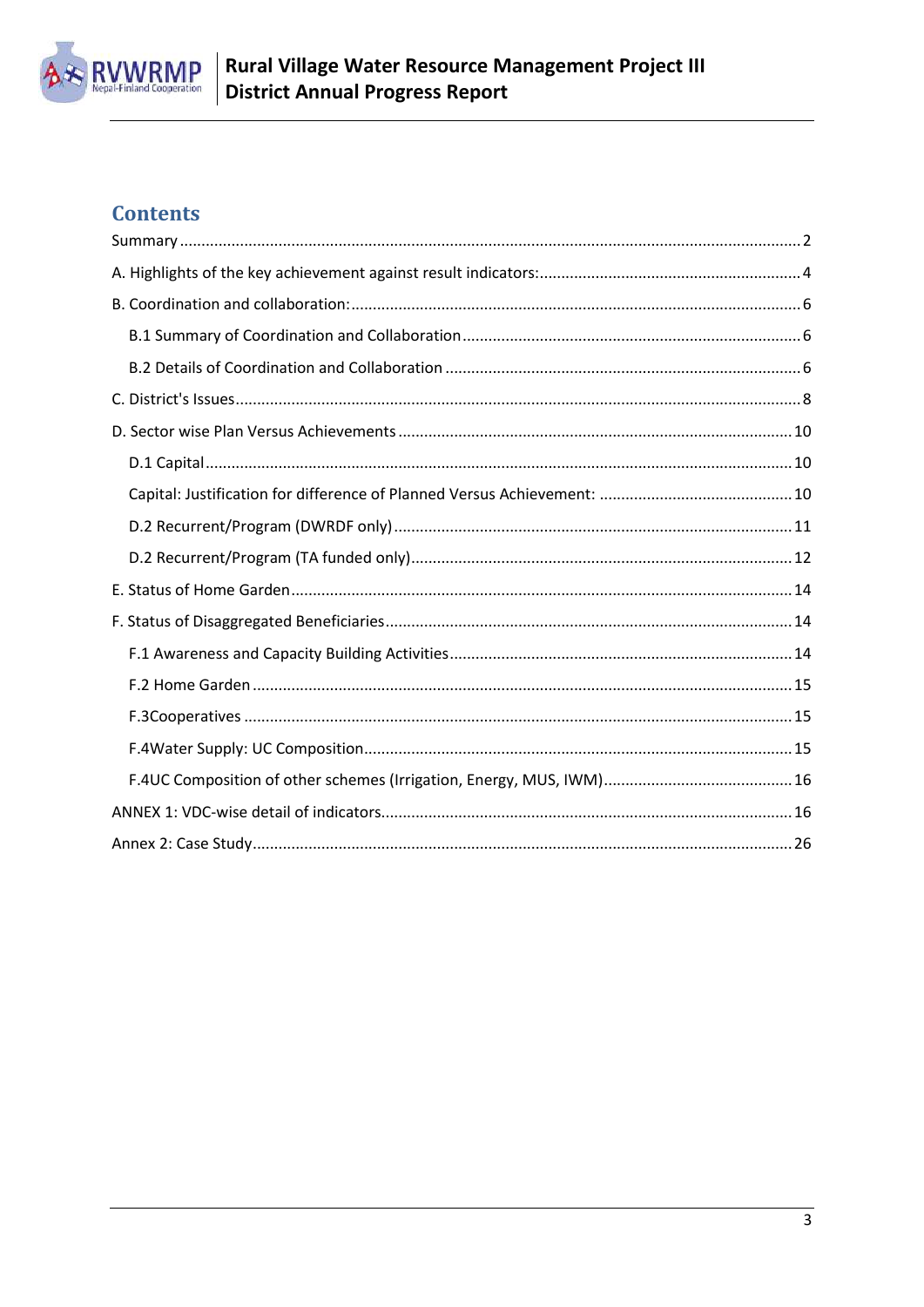# Contents

Summary ........ 2

A. Highlights of the key achievement against result indicators: ........ 4

B. Coordination and collaboration: ........ 6

- B.1 Summary of Coordination and Collaboration ........ 6
- B.2 Details of Coordination and Collaboration ........ 6

C. District's Issues ........ 8

D. Sector wise Plan Versus Achievements ........ 10

- D.1 Capital ........ 10
- Capital: Justification for difference of Planned Versus Achievement: ........ 10
- D.2 Recurrent/Program (DWRDF only) ........ 11
- D.2 Recurrent/Program (TA funded only) ........ 12

E. Status of Home Garden ........ 14

F. Status of Disaggregated Beneficiaries ........ 14

- F.1 Awareness and Capacity Building Activities ........ 14
- F.2 Home Garden ........ 15
- F.3Cooperatives ........ 15
- F.4Water Supply: UC Composition ........ 15
- F.4UC Composition of other schemes (Irrigation, Energy, MUS, IWM) ........ 16

ANNEX 1: VDC-wise detail of indicators ........ 16

Annex 2: Case Study ........ 26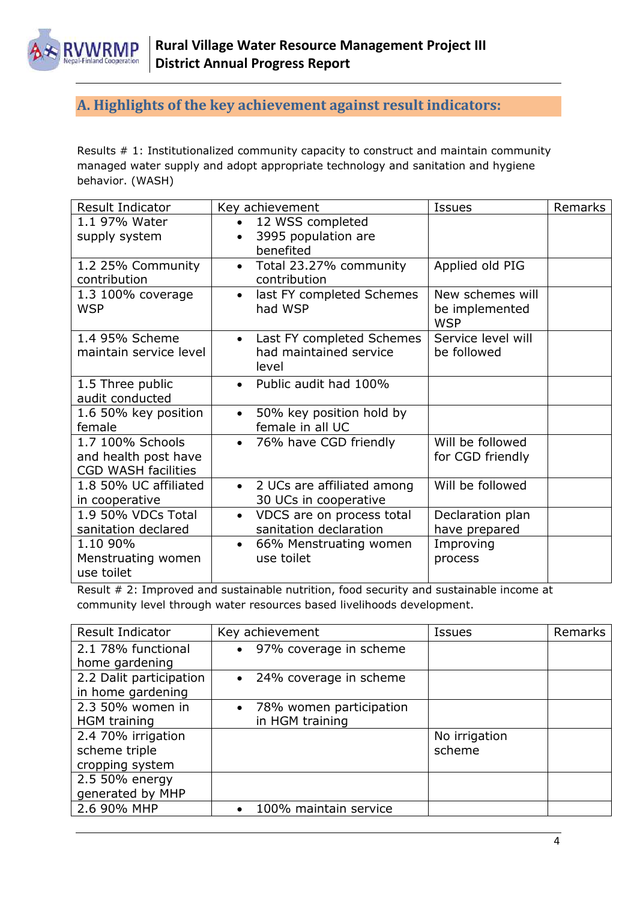## A. Highlights of the key achievement against result indicators:

Results # 1: Institutionalized community capacity to construct and maintain community managed water supply and adopt appropriate technology and sanitation and hygiene behavior. (WASH)

| Result Indicator | Key achievement | Issues | Remarks |
|---|---|---|---|
| 1.1 97% Water supply system | • 12 WSS completed<br>• 3995 population are benefited | | |
| 1.2 25% Community contribution | • Total 23.27% community contribution | Applied old PIG | |
| 1.3 100% coverage WSP | • last FY completed Schemes had WSP | New schemes will be implemented WSP | |
| 1.4 95% Scheme maintain service level | • Last FY completed Schemes had maintained service level | Service level will be followed | |
| 1.5 Three public audit conducted | • Public audit had 100% | | |
| 1.6 50% key position female | • 50% key position hold by female in all UC | | |
| 1.7 100% Schools and health post have CGD WASH facilities | • 76% have CGD friendly | Will be followed for CGD friendly | |
| 1.8 50% UC affiliated in cooperative | • 2 UCs are affiliated among 30 UCs in cooperative | Will be followed | |
| 1.9 50% VDCs Total sanitation declared | • VDCS are on process total sanitation declaration | Declaration plan have prepared | |
| 1.10 90% Menstruating women use toilet | • 66% Menstruating women use toilet | Improving process | |

Result # 2: Improved and sustainable nutrition, food security and sustainable income at community level through water resources based livelihoods development.

| Result Indicator | Key achievement | Issues | Remarks |
|---|---|---|---|
| 2.1 78% functional home gardening | • 97% coverage in scheme | | |
| 2.2 Dalit participation in home gardening | • 24% coverage in scheme | | |
| 2.3 50% women in HGM training | • 78% women participation in HGM training | | |
| 2.4 70% irrigation scheme triple cropping system | | No irrigation scheme | |
| 2.5 50% energy generated by MHP | | | |
| 2.6 90% MHP | • 100% maintain service | | |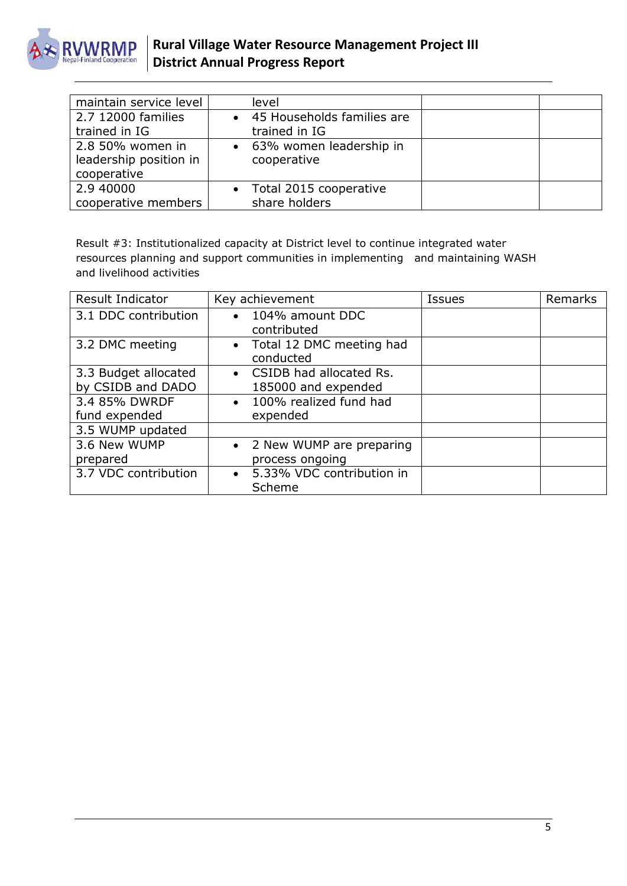| maintain service level | level | | |
|---|---|---|---|
| 2.7 12000 families trained in IG | • 45 Households families are trained in IG | | |
| 2.8 50% women in leadership position in cooperative | • 63% women leadership in cooperative | | |
| 2.9 40000 cooperative members | • Total 2015 cooperative share holders | | |

Result #3: Institutionalized capacity at District level to continue integrated water resources planning and support communities in implementing and maintaining WASH and livelihood activities

| Result Indicator | Key achievement | Issues | Remarks |
|---|---|---|---|
| 3.1 DDC contribution | • 104% amount DDC contributed | | |
| 3.2 DMC meeting | • Total 12 DMC meeting had conducted | | |
| 3.3 Budget allocated by CSIDB and DADO | • CSIDB had allocated Rs. 185000 and expended | | |
| 3.4 85% DWRDF fund expended | • 100% realized fund had expended | | |
| 3.5 WUMP updated | | | |
| 3.6 New WUMP prepared | • 2 New WUMP are preparing process ongoing | | |
| 3.7 VDC contribution | • 5.33% VDC contribution in Scheme | | |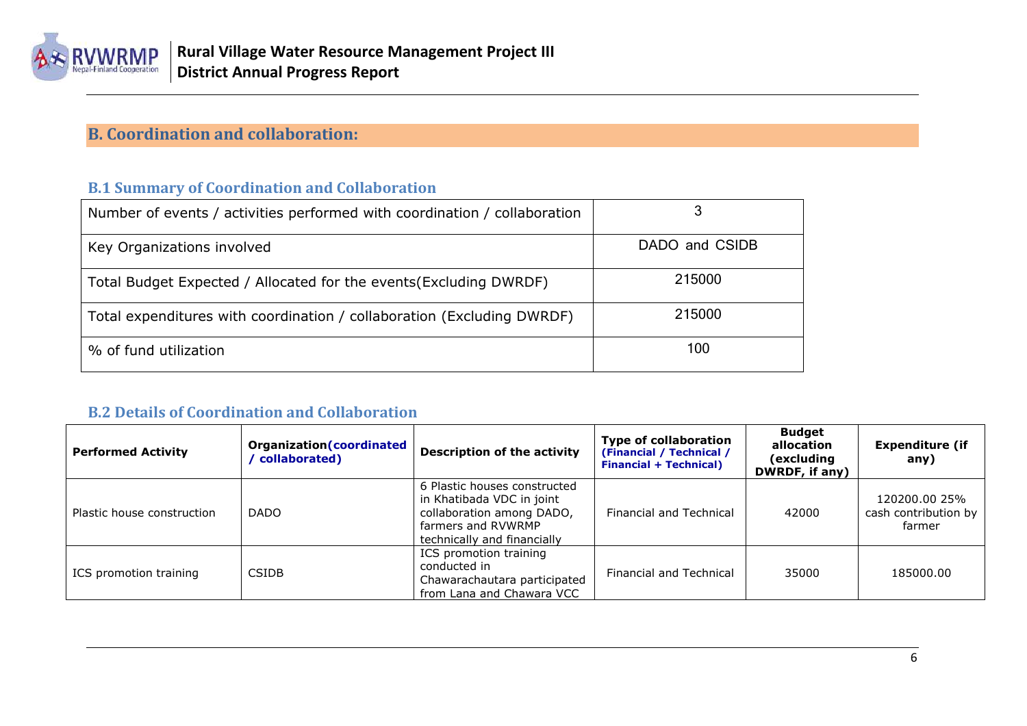## B. Coordination and collaboration:

### B.1 Summary of Coordination and Collaboration

| | |
|---|---|
| Number of events / activities performed with coordination / collaboration | 3 |
| Key Organizations involved | DADO and CSIDB |
| Total Budget Expected / Allocated for the events(Excluding DWRDF) | 215000 |
| Total expenditures with coordination / collaboration (Excluding DWRDF) | 215000 |
| % of fund utilization | 100 |

### B.2 Details of Coordination and Collaboration

| Performed Activity | Organization(coordinated / collaborated) | Description of the activity | Type of collaboration (Financial / Technical / Financial + Technical) | Budget allocation (excluding DWRDF, if any) | Expenditure (if any) |
|---|---|---|---|---|---|
| Plastic house construction | DADO | 6 Plastic houses constructed in Khatibada VDC in joint collaboration among DADO, farmers and RVWRMP technically and financially | Financial and Technical | 42000 | 120200.00 25% cash contribution by farmer |
| ICS promotion training | CSIDB | ICS promotion training conducted in Chawarachautara participated from Lana and Chawara VCC | Financial and Technical | 35000 | 185000.00 |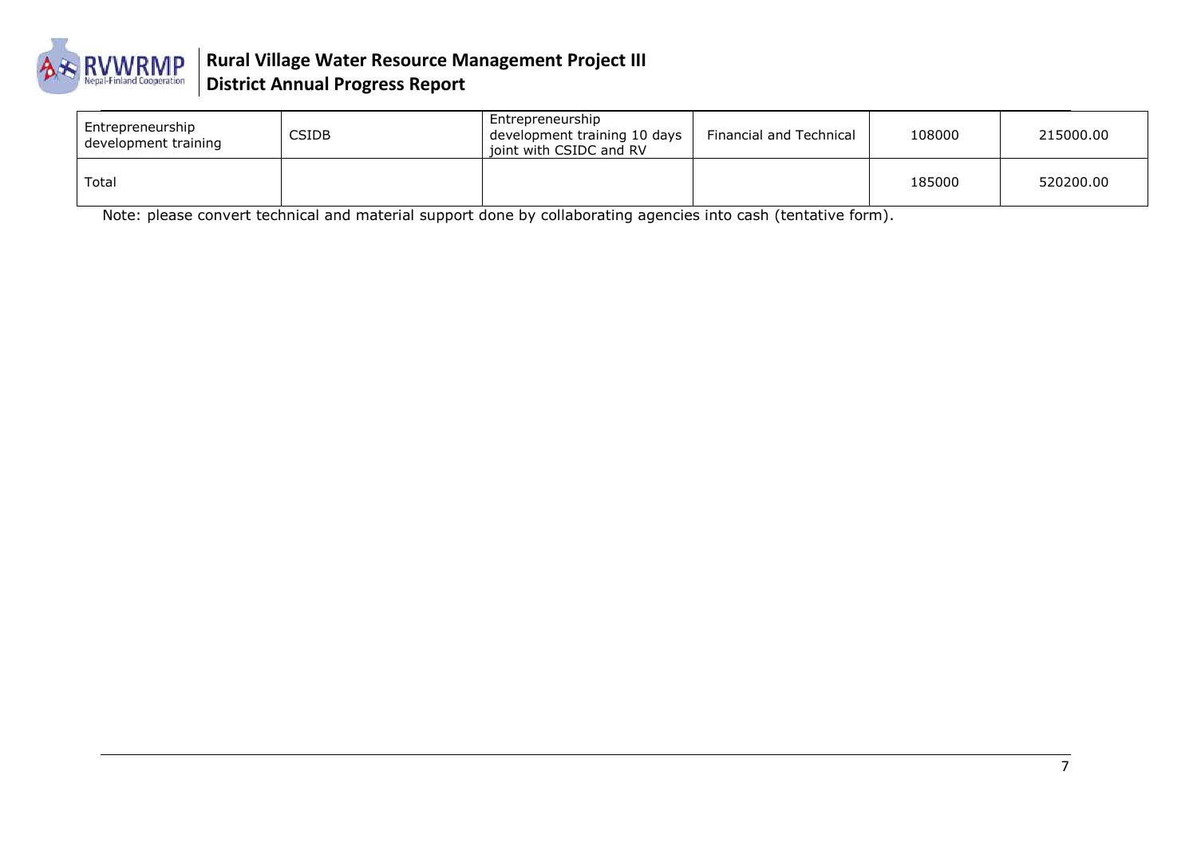| | | | | | |
|---|---|---|---|---|---|
| Entrepreneurship development training | CSIDB | Entrepreneurship development training 10 days joint with CSIDC and RV | Financial and Technical | 108000 | 215000.00 |
| Total | | | | 185000 | 520200.00 |

Note: please convert technical and material support done by collaborating agencies into cash (tentative form).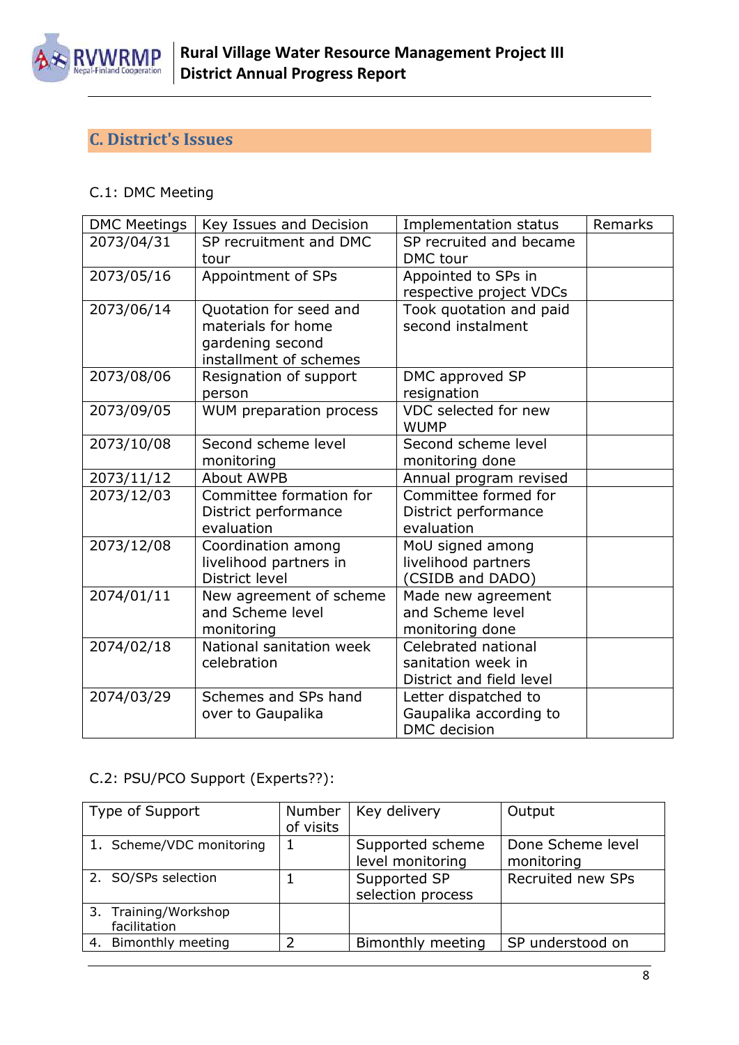## C. District's Issues

### C.1: DMC Meeting

| DMC Meetings | Key Issues and Decision | Implementation status | Remarks |
|---|---|---|---|
| 2073/04/31 | SP recruitment and DMC tour | SP recruited and became DMC tour | |
| 2073/05/16 | Appointment of SPs | Appointed to SPs in respective project VDCs | |
| 2073/06/14 | Quotation for seed and materials for home gardening second installment of schemes | Took quotation and paid second instalment | |
| 2073/08/06 | Resignation of support person | DMC approved SP resignation | |
| 2073/09/05 | WUM preparation process | VDC selected for new WUMP | |
| 2073/10/08 | Second scheme level monitoring | Second scheme level monitoring done | |
| 2073/11/12 | About AWPB | Annual program revised | |
| 2073/12/03 | Committee formation for District performance evaluation | Committee formed for District performance evaluation | |
| 2073/12/08 | Coordination among livelihood partners in District level | MoU signed among livelihood partners (CSIDB and DADO) | |
| 2074/01/11 | New agreement of scheme and Scheme level monitoring | Made new agreement and Scheme level monitoring done | |
| 2074/02/18 | National sanitation week celebration | Celebrated national sanitation week in District and field level | |
| 2074/03/29 | Schemes and SPs hand over to Gaupalika | Letter dispatched to Gaupalika according to DMC decision | |

### C.2: PSU/PCO Support (Experts??):

| Type of Support | Number of visits | Key delivery | Output |
|---|---|---|---|
| 1. Scheme/VDC monitoring | 1 | Supported scheme level monitoring | Done Scheme level monitoring |
| 2. SO/SPs selection | 1 | Supported SP selection process | Recruited new SPs |
| 3. Training/Workshop facilitation | | | |
| 4. Bimonthly meeting | 2 | Bimonthly meeting | SP understood on |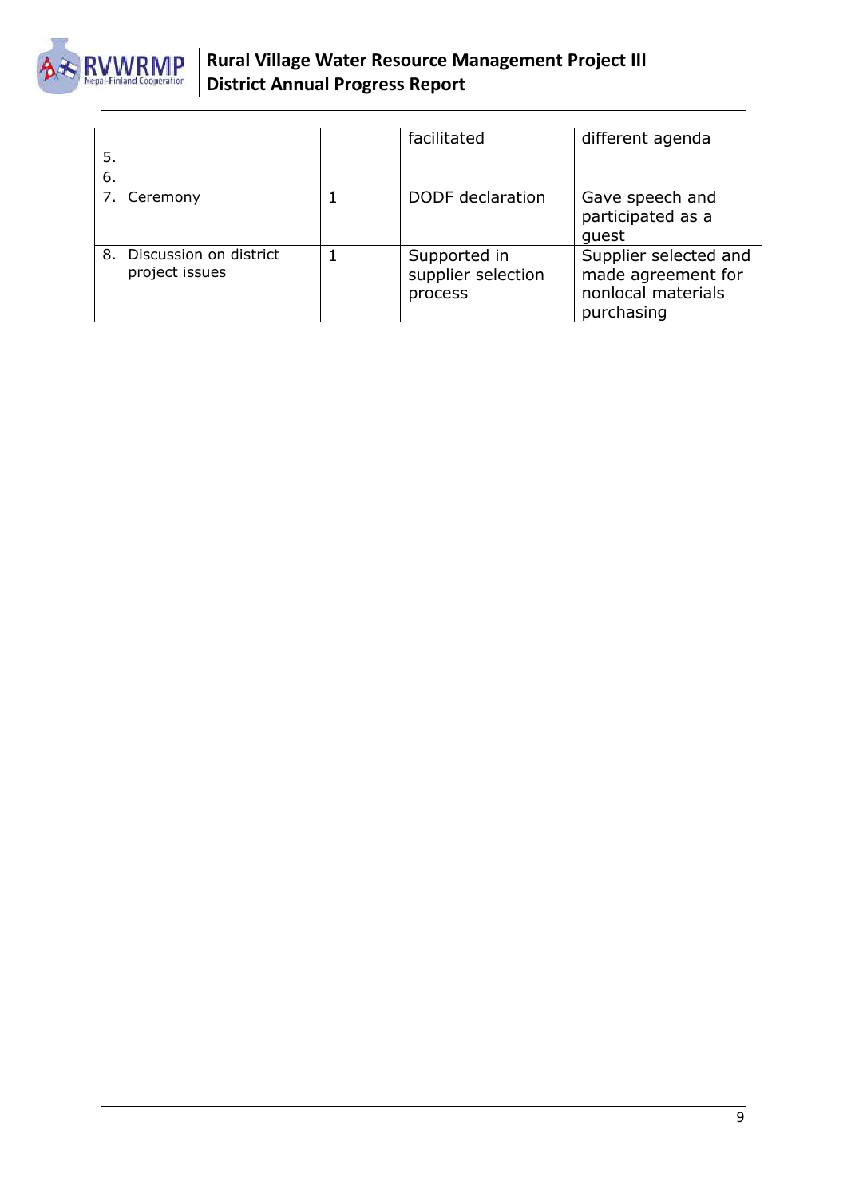| | | facilitated | different agenda |
|---|---|---|---|
| 5. | | | |
| 6. | | | |
| 7. Ceremony | 1 | DODF declaration | Gave speech and participated as a guest |
| 8. Discussion on district project issues | 1 | Supported in supplier selection process | Supplier selected and made agreement for nonlocal materials purchasing |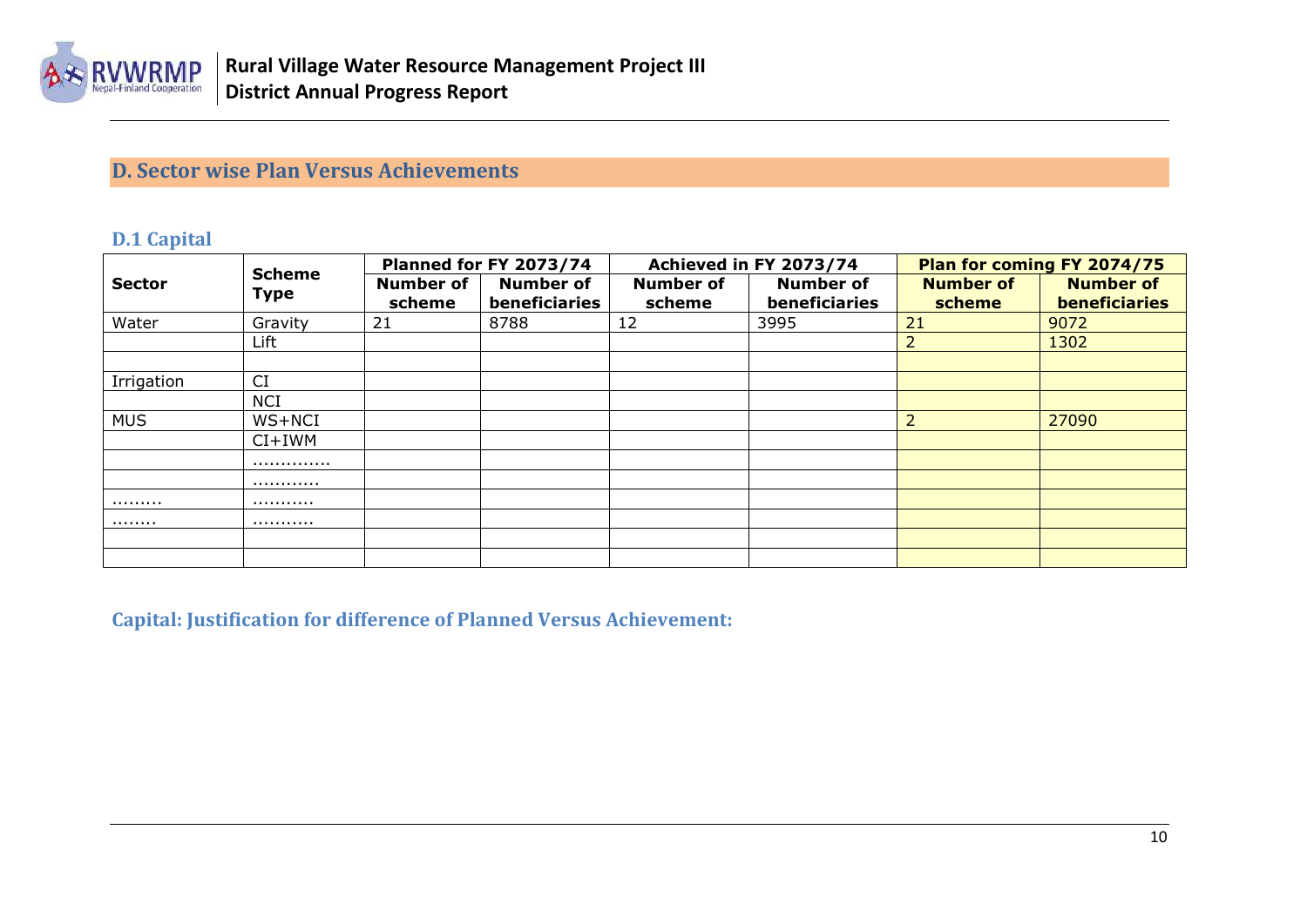## D. Sector wise Plan Versus Achievements

### D.1 Capital

| Sector | Scheme Type | Planned for FY 2073/74 | | Achieved in FY 2073/74 | | Plan for coming FY 2074/75 | |
|---|---|---|---|---|---|---|---|
| | | Number of scheme | Number of beneficiaries | Number of scheme | Number of beneficiaries | Number of scheme | Number of beneficiaries |
| Water | Gravity | 21 | 8788 | 12 | 3995 | 21 | 9072 |
| | Lift | | | | | 2 | 1302 |
| | | | | | | | |
| Irrigation | CI | | | | | | |
| | NCI | | | | | | |
| MUS | WS+NCI | | | | | 2 | 27090 |
| | CI+IWM | | | | | | |
| | ............. | | | | | | |
| | ........... | | | | | | |
| ......... | .......... | | | | | | |
| ........ | .......... | | | | | | |
| | | | | | | | |
| | | | | | | | |

**Capital: Justification for difference of Planned Versus Achievement:**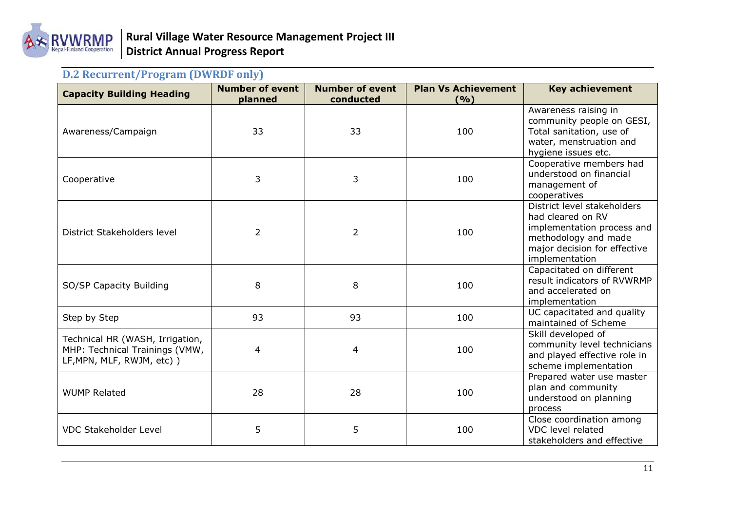## D.2 Recurrent/Program (DWRDF only)

| Capacity Building Heading | Number of event planned | Number of event conducted | Plan Vs Achievement (%) | Key achievement |
|---|---|---|---|---|
| Awareness/Campaign | 33 | 33 | 100 | Awareness raising in community people on GESI, Total sanitation, use of water, menstruation and hygiene issues etc. |
| Cooperative | 3 | 3 | 100 | Cooperative members had understood on financial management of cooperatives |
| District Stakeholders level | 2 | 2 | 100 | District level stakeholders had cleared on RV implementation process and methodology and made major decision for effective implementation |
| SO/SP Capacity Building | 8 | 8 | 100 | Capacitated on different result indicators of RVWRMP and accelerated on implementation |
| Step by Step | 93 | 93 | 100 | UC capacitated and quality maintained of Scheme |
| Technical HR (WASH, Irrigation, MHP: Technical Trainings (VMW, LF,MPN, MLF, RWJM, etc) ) | 4 | 4 | 100 | Skill developed of community level technicians and played effective role in scheme implementation |
| WUMP Related | 28 | 28 | 100 | Prepared water use master plan and community understood on planning process |
| VDC Stakeholder Level | 5 | 5 | 100 | Close coordination among VDC level related stakeholders and effective |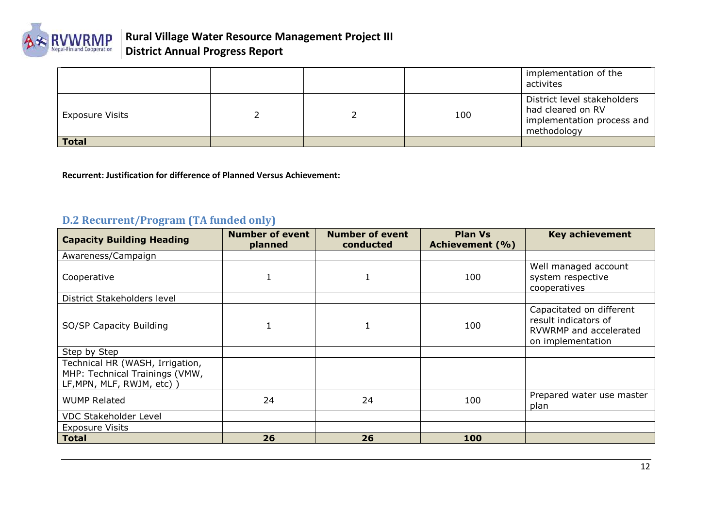| | | | | |
|---|---|---|---|---|
| | | | | implementation of the activites |
| Exposure Visits | 2 | 2 | 100 | District level stakeholders had cleared on RV implementation process and methodology |
| **Total** | | | | |

**Recurrent: Justification for difference of Planned Versus Achievement:**

## D.2 Recurrent/Program (TA funded only)

| Capacity Building Heading | Number of event planned | Number of event conducted | Plan Vs Achievement (%) | Key achievement |
|---|---|---|---|---|
| Awareness/Campaign | | | | |
| Cooperative | 1 | 1 | 100 | Well managed account system respective cooperatives |
| District Stakeholders level | | | | |
| SO/SP Capacity Building | 1 | 1 | 100 | Capacitated on different result indicators of RVWRMP and accelerated on implementation |
| Step by Step | | | | |
| Technical HR (WASH, Irrigation, MHP: Technical Trainings (VMW, LF,MPN, MLF, RWJM, etc) ) | | | | |
| WUMP Related | 24 | 24 | 100 | Prepared water use master plan |
| VDC Stakeholder Level | | | | |
| Exposure Visits | | | | |
| **Total** | **26** | **26** | **100** | |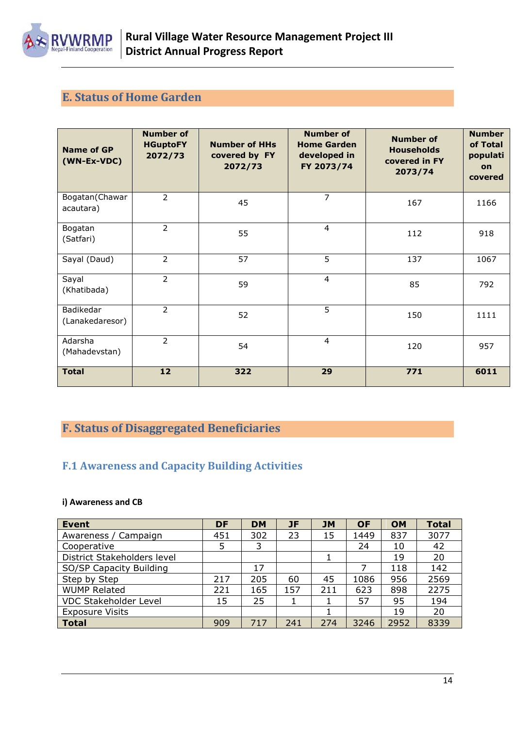## E. Status of Home Garden

| Name of GP (WN-Ex-VDC) | Number of HGuptoFY 2072/73 | Number of HHs covered by FY 2072/73 | Number of Home Garden developed in FY 2073/74 | Number of Households covered in FY 2073/74 | Number of Total population covered |
|---|---|---|---|---|---|
| Bogatan(Chawar acautara) | 2 | 45 | 7 | 167 | 1166 |
| Bogatan (Satfari) | 2 | 55 | 4 | 112 | 918 |
| Sayal (Daud) | 2 | 57 | 5 | 137 | 1067 |
| Sayal (Khatibada) | 2 | 59 | 4 | 85 | 792 |
| Badikedar (Lanakedaresor) | 2 | 52 | 5 | 150 | 1111 |
| Adarsha (Mahadevstan) | 2 | 54 | 4 | 120 | 957 |
| **Total** | **12** | **322** | **29** | **771** | **6011** |

## F. Status of Disaggregated Beneficiaries

### F.1 Awareness and Capacity Building Activities

#### i) Awareness and CB

| Event | DF | DM | JF | JM | OF | OM | Total |
|---|---|---|---|---|---|---|---|
| Awareness / Campaign | 451 | 302 | 23 | 15 | 1449 | 837 | 3077 |
| Cooperative | 5 | 3 | | | 24 | 10 | 42 |
| District Stakeholders level | | | | 1 | | 19 | 20 |
| SO/SP Capacity Building | | 17 | | | 7 | 118 | 142 |
| Step by Step | 217 | 205 | 60 | 45 | 1086 | 956 | 2569 |
| WUMP Related | 221 | 165 | 157 | 211 | 623 | 898 | 2275 |
| VDC Stakeholder Level | 15 | 25 | 1 | 1 | 57 | 95 | 194 |
| Exposure Visits | | | | 1 | | 19 | 20 |
| **Total** | 909 | 717 | 241 | 274 | 3246 | 2952 | 8339 |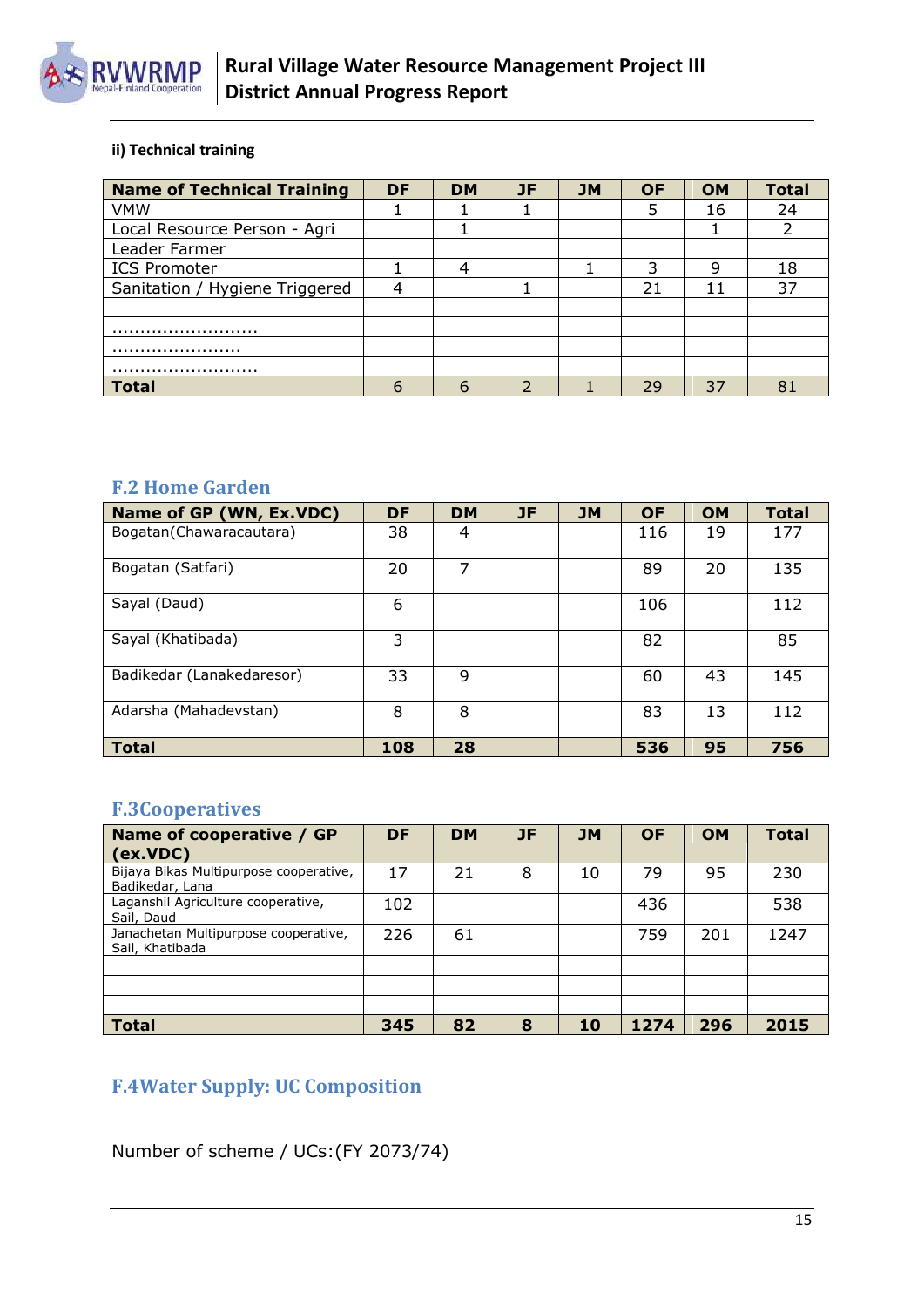**ii) Technical training**

| Name of Technical Training | DF | DM | JF | JM | OF | OM | Total |
|---|---|---|---|---|---|---|---|
| VMW | 1 | 1 | 1 | | 5 | 16 | 24 |
| Local Resource Person - Agri | | 1 | | | | 1 | 2 |
| Leader Farmer | | | | | | | |
| ICS Promoter | 1 | 4 | | 1 | 3 | 9 | 18 |
| Sanitation / Hygiene Triggered | 4 | | 1 | | 21 | 11 | 37 |
| | | | | | | | |
| .......................... | | | | | | | |
| ....................... | | | | | | | |
| .......................... | | | | | | | |
| **Total** | 6 | 6 | 2 | 1 | 29 | 37 | 81 |

## F.2 Home Garden

| Name of GP (WN, Ex.VDC) | DF | DM | JF | JM | OF | OM | Total |
|---|---|---|---|---|---|---|---|
| Bogatan(Chawaracautara) | 38 | 4 | | | 116 | 19 | 177 |
| Bogatan (Satfari) | 20 | 7 | | | 89 | 20 | 135 |
| Sayal (Daud) | 6 | | | | 106 | | 112 |
| Sayal (Khatibada) | 3 | | | | 82 | | 85 |
| Badikedar (Lanakedaresor) | 33 | 9 | | | 60 | 43 | 145 |
| Adarsha (Mahadevstan) | 8 | 8 | | | 83 | 13 | 112 |
| **Total** | **108** | **28** | | | **536** | **95** | **756** |

## F.3Cooperatives

| Name of cooperative / GP (ex.VDC) | DF | DM | JF | JM | OF | OM | Total |
|---|---|---|---|---|---|---|---|
| Bijaya Bikas Multipurpose cooperative, Badikedar, Lana | 17 | 21 | 8 | 10 | 79 | 95 | 230 |
| Laganshil Agriculture cooperative, Sail, Daud | 102 | | | | 436 | | 538 |
| Janachetan Multipurpose cooperative, Sail, Khatibada | 226 | 61 | | | 759 | 201 | 1247 |
| | | | | | | | |
| | | | | | | | |
| | | | | | | | |
| **Total** | **345** | **82** | **8** | **10** | **1274** | **296** | **2015** |

## F.4Water Supply: UC Composition

Number of scheme / UCs:(FY 2073/74)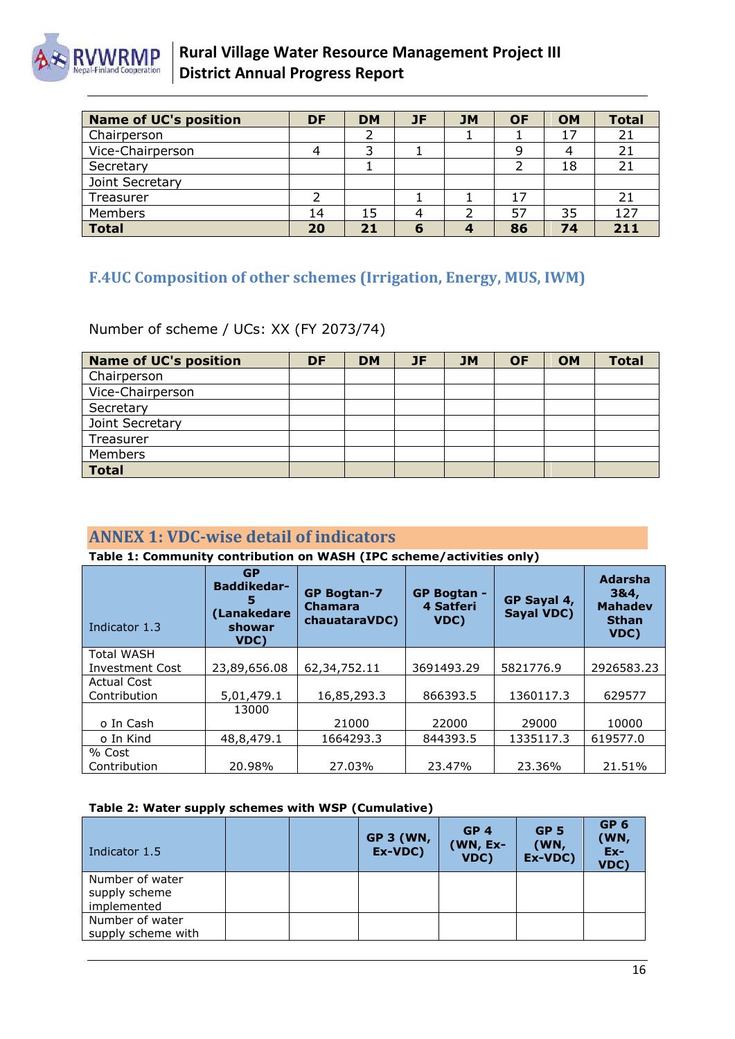| Name of UC's position | DF | DM | JF | JM | OF | OM | Total |
|---|---|---|---|---|---|---|---|
| Chairperson | | 2 | | 1 | 1 | 17 | 21 |
| Vice-Chairperson | 4 | 3 | 1 | | 9 | 4 | 21 |
| Secretary | | 1 | | | 2 | 18 | 21 |
| Joint Secretary | | | | | | | |
| Treasurer | 2 | | 1 | 1 | 17 | | 21 |
| Members | 14 | 15 | 4 | 2 | 57 | 35 | 127 |
| **Total** | **20** | **21** | **6** | **4** | **86** | **74** | **211** |

### F.4UC Composition of other schemes (Irrigation, Energy, MUS, IWM)

Number of scheme / UCs: XX (FY 2073/74)

| Name of UC's position | DF | DM | JF | JM | OF | OM | Total |
|---|---|---|---|---|---|---|---|
| Chairperson | | | | | | | |
| Vice-Chairperson | | | | | | | |
| Secretary | | | | | | | |
| Joint Secretary | | | | | | | |
| Treasurer | | | | | | | |
| Members | | | | | | | |
| **Total** | | | | | | | |

## ANNEX 1: VDC-wise detail of indicators

**Table 1: Community contribution on WASH (IPC scheme/activities only)**

| Indicator 1.3 | GP Baddikedar-5 (Lanakedare showar VDC) | GP Bogtan-7 Chamara chauataraVDC) | GP Bogtan - 4 Satferi VDC) | GP Sayal 4, Sayal VDC) | Adarsha 3&4, Mahadev Sthan VDC) |
|---|---|---|---|---|---|
| Total WASH Investment Cost | 23,89,656.08 | 62,34,752.11 | 3691493.29 | 5821776.9 | 2926583.23 |
| Actual Cost Contribution | 5,01,479.1 | 16,85,293.3 | 866393.5 | 1360117.3 | 629577 |
| o In Cash | 13000 | 21000 | 22000 | 29000 | 10000 |
| o In Kind | 48,8,479.1 | 1664293.3 | 844393.5 | 1335117.3 | 619577.0 |
| % Cost Contribution | 20.98% | 27.03% | 23.47% | 23.36% | 21.51% |

**Table 2: Water supply schemes with WSP (Cumulative)**

| Indicator 1.5 | | | GP 3 (WN, Ex-VDC) | GP 4 (WN, Ex-VDC) | GP 5 (WN, Ex-VDC) | GP 6 (WN, Ex-VDC) |
|---|---|---|---|---|---|---|
| Number of water supply scheme implemented | | | | | | |
| Number of water supply scheme with | | | | | | |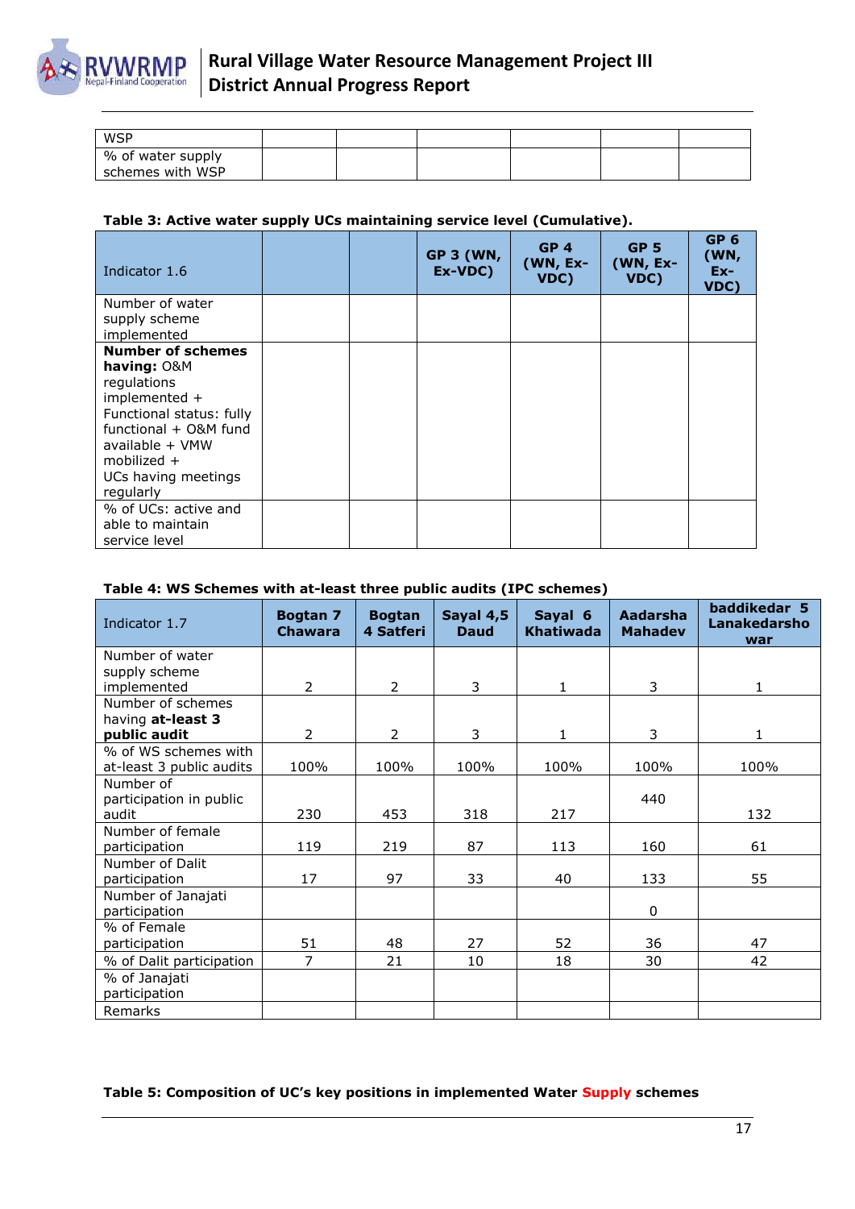| WSP | | | | | | |
|---|---|---|---|---|---|---|
| % of water supply schemes with WSP | | | | | | |

**Table 3: Active water supply UCs maintaining service level (Cumulative).**

| Indicator 1.6 | | | GP 3 (WN, Ex-VDC) | GP 4 (WN, Ex-VDC) | GP 5 (WN, Ex-VDC) | GP 6 (WN, Ex-VDC) |
|---|---|---|---|---|---|---|
| Number of water supply scheme implemented | | | | | | |
| **Number of schemes having:** O&M regulations implemented + Functional status: fully functional + O&M fund available + VMW mobilized + UCs having meetings regularly | | | | | | |
| % of UCs: active and able to maintain service level | | | | | | |

**Table 4: WS Schemes with at-least three public audits (IPC schemes)**

| Indicator 1.7 | Bogtan 7 Chawara | Bogtan 4 Satferi | Sayal 4,5 Daud | Sayal 6 Khatiwada | Aadarsha Mahadev | baddikedar 5 Lanakedarshowar |
|---|---|---|---|---|---|---|
| Number of water supply scheme implemented | 2 | 2 | 3 | 1 | 3 | 1 |
| Number of schemes having **at-least 3 public audit** | 2 | 2 | 3 | 1 | 3 | 1 |
| % of WS schemes with at-least 3 public audits | 100% | 100% | 100% | 100% | 100% | 100% |
| Number of participation in public audit | 230 | 453 | 318 | 217 | 440 | 132 |
| Number of female participation | 119 | 219 | 87 | 113 | 160 | 61 |
| Number of Dalit participation | 17 | 97 | 33 | 40 | 133 | 55 |
| Number of Janajati participation | | | | | 0 | |
| % of Female participation | 51 | 48 | 27 | 52 | 36 | 47 |
| % of Dalit participation | 7 | 21 | 10 | 18 | 30 | 42 |
| % of Janajati participation | | | | | | |
| Remarks | | | | | | |

**Table 5: Composition of UC's key positions in implemented Water Supply schemes**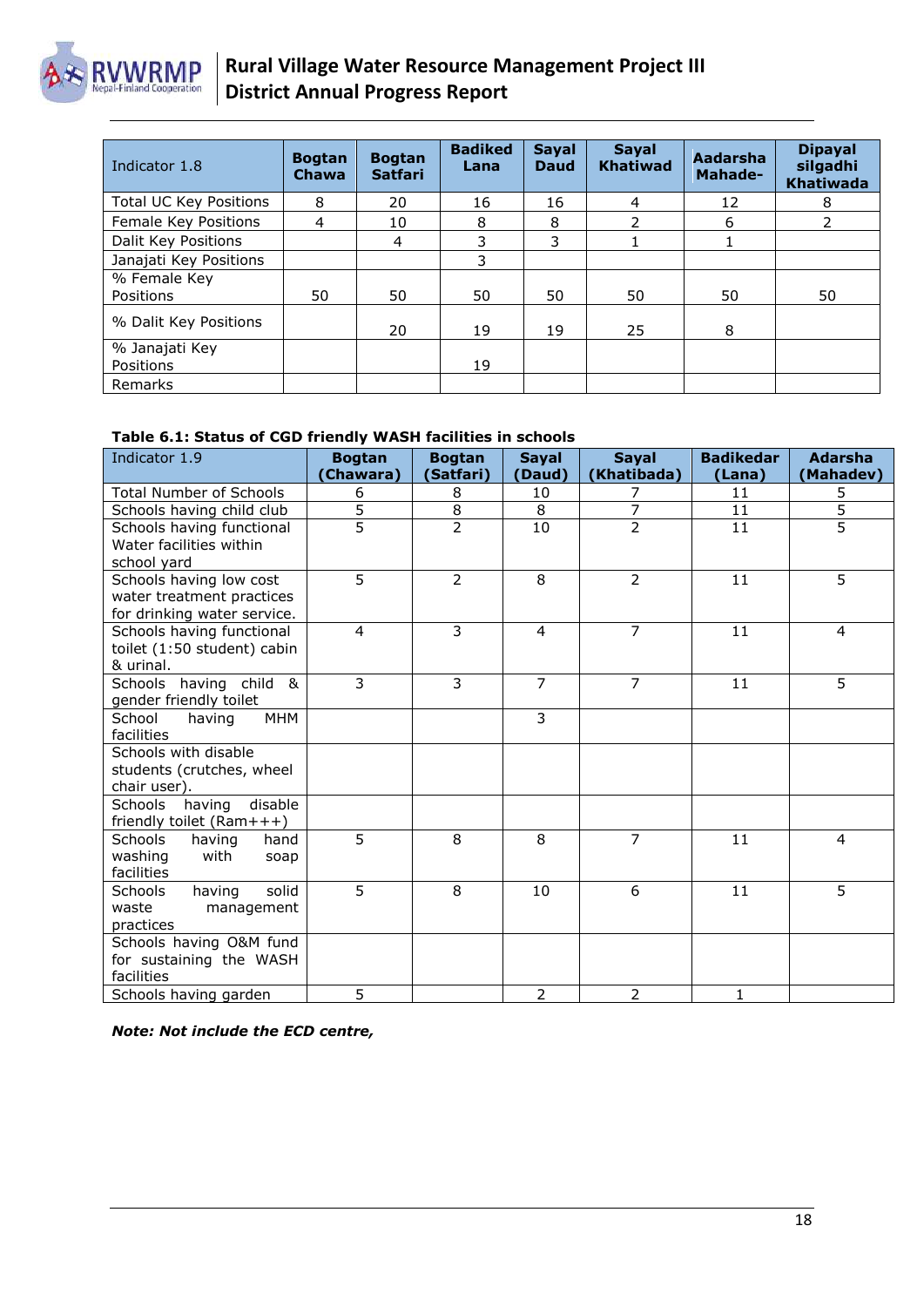| Indicator 1.8 | Bogtan Chawa | Bogtan Satfari | Badiked Lana | Sayal Daud | Sayal Khatiwad | Aadarsha Mahade- | Dipayal silgadhi Khatiwada |
|---|---|---|---|---|---|---|---|
| Total UC Key Positions | 8 | 20 | 16 | 16 | 4 | 12 | 8 |
| Female Key Positions | 4 | 10 | 8 | 8 | 2 | 6 | 2 |
| Dalit Key Positions | | 4 | 3 | 3 | 1 | 1 | |
| Janajati Key Positions | | | 3 | | | | |
| % Female Key Positions | 50 | 50 | 50 | 50 | 50 | 50 | 50 |
| % Dalit Key Positions | | 20 | 19 | 19 | 25 | 8 | |
| % Janajati Key Positions | | | 19 | | | | |
| Remarks | | | | | | | |

**Table 6.1: Status of CGD friendly WASH facilities in schools**

| Indicator 1.9 | Bogtan (Chawara) | Bogtan (Satfari) | Sayal (Daud) | Sayal (Khatibada) | Badikedar (Lana) | Adarsha (Mahadev) |
|---|---|---|---|---|---|---|
| Total Number of Schools | 6 | 8 | 10 | 7 | 11 | 5 |
| Schools having child club | 5 | 8 | 8 | 7 | 11 | 5 |
| Schools having functional Water facilities within school yard | 5 | 2 | 10 | 2 | 11 | 5 |
| Schools having low cost water treatment practices for drinking water service. | 5 | 2 | 8 | 2 | 11 | 5 |
| Schools having functional toilet (1:50 student) cabin & urinal. | 4 | 3 | 4 | 7 | 11 | 4 |
| Schools having child & gender friendly toilet | 3 | 3 | 7 | 7 | 11 | 5 |
| School having MHM facilities | | | 3 | | | |
| Schools with disable students (crutches, wheel chair user). | | | | | | |
| Schools having disable friendly toilet (Ram+++) | | | | | | |
| Schools having hand washing with soap facilities | 5 | 8 | 8 | 7 | 11 | 4 |
| Schools having solid waste management practices | 5 | 8 | 10 | 6 | 11 | 5 |
| Schools having O&M fund for sustaining the WASH facilities | | | | | | |
| Schools having garden | 5 | | 2 | 2 | 1 | |

***Note: Not include the ECD centre,***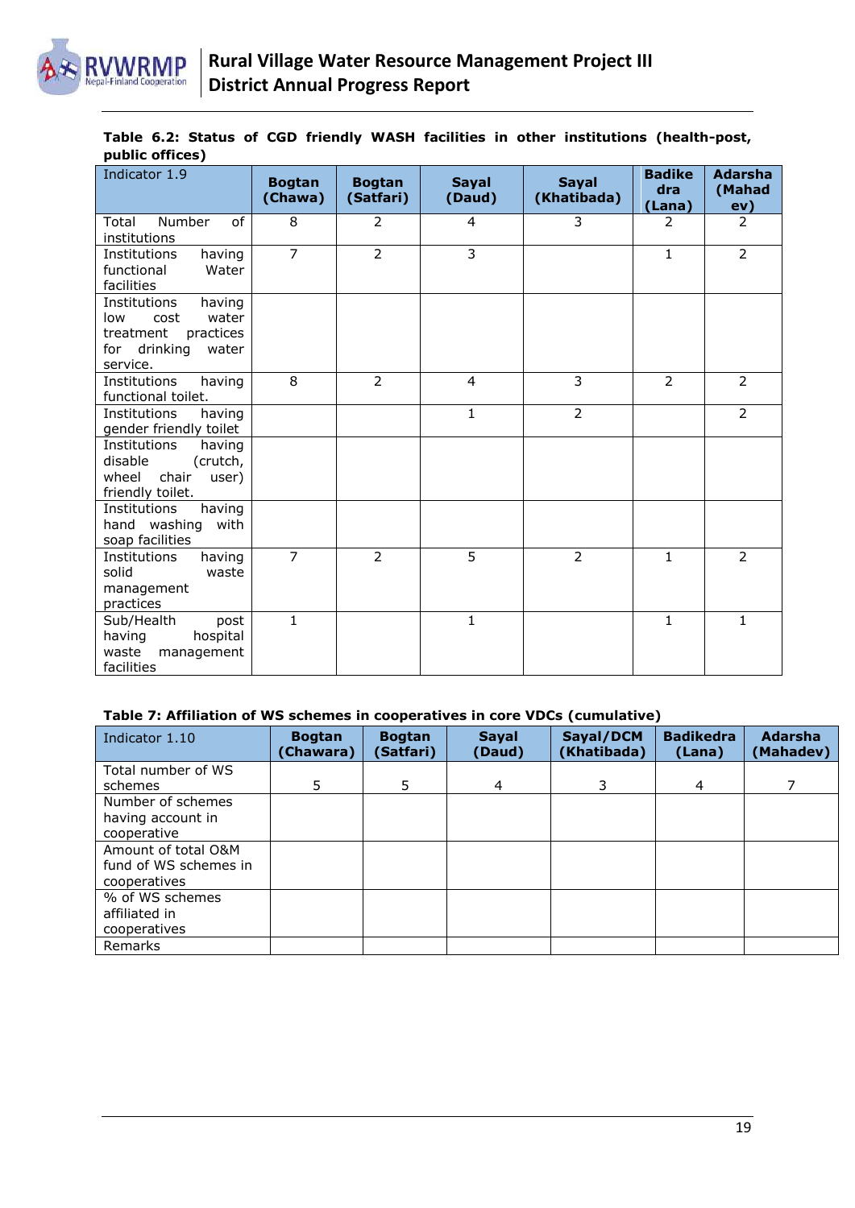**Table 6.2: Status of CGD friendly WASH facilities in other institutions (health-post, public offices)**

| Indicator 1.9 | Bogtan (Chawa) | Bogtan (Satfari) | Sayal (Daud) | Sayal (Khatibada) | Badikedra (Lana) | Adarsha (Mahadev) |
|---|---|---|---|---|---|---|
| Total Number of institutions | 8 | 2 | 4 | 3 | 2 | 2 |
| Institutions having functional Water facilities | 7 | 2 | 3 | | 1 | 2 |
| Institutions having low cost water treatment practices for drinking water service. | | | | | | |
| Institutions having functional toilet. | 8 | 2 | 4 | 3 | 2 | 2 |
| Institutions having gender friendly toilet | | | 1 | 2 | | 2 |
| Institutions having disable (crutch, wheel chair user) friendly toilet. | | | | | | |
| Institutions having hand washing with soap facilities | | | | | | |
| Institutions having solid waste management practices | 7 | 2 | 5 | 2 | 1 | 2 |
| Sub/Health post having hospital waste management facilities | 1 | | 1 | | 1 | 1 |

**Table 7: Affiliation of WS schemes in cooperatives in core VDCs (cumulative)**

| Indicator 1.10 | Bogtan (Chawara) | Bogtan (Satfari) | Sayal (Daud) | Sayal/DCM (Khatibada) | Badikedra (Lana) | Adarsha (Mahadev) |
|---|---|---|---|---|---|---|
| Total number of WS schemes | 5 | 5 | 4 | 3 | 4 | 7 |
| Number of schemes having account in cooperative | | | | | | |
| Amount of total O&M fund of WS schemes in cooperatives | | | | | | |
| % of WS schemes affiliated in cooperatives | | | | | | |
| Remarks | | | | | | |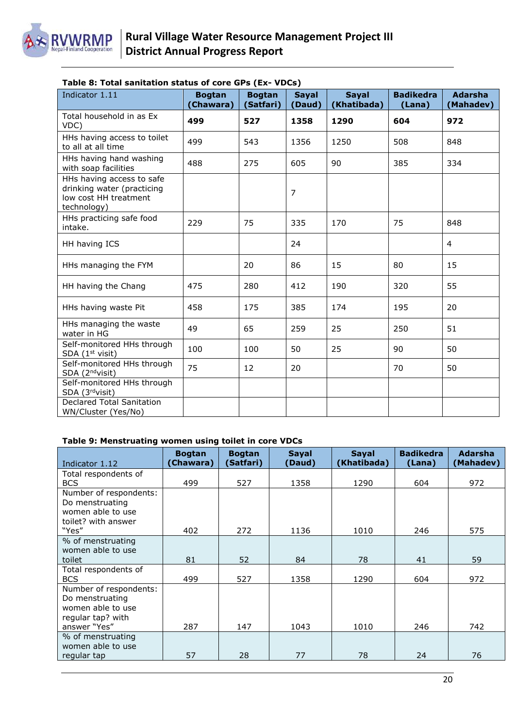**Table 8: Total sanitation status of core GPs (Ex- VDCs)**

| Indicator 1.11 | Bogtan (Chawara) | Bogtan (Satfari) | Sayal (Daud) | Sayal (Khatibada) | Badikedra (Lana) | Adarsha (Mahadev) |
|---|---|---|---|---|---|---|
| Total household in as Ex VDC) | **499** | **527** | **1358** | **1290** | **604** | **972** |
| HHs having access to toilet to all at all time | 499 | 543 | 1356 | 1250 | 508 | 848 |
| HHs having hand washing with soap facilities | 488 | 275 | 605 | 90 | 385 | 334 |
| HHs having access to safe drinking water (practicing low cost HH treatment technology) | | | 7 | | | |
| HHs practicing safe food intake. | 229 | 75 | 335 | 170 | 75 | 848 |
| HH having ICS | | | 24 | | | 4 |
| HHs managing the FYM | | 20 | 86 | 15 | 80 | 15 |
| HH having the Chang | 475 | 280 | 412 | 190 | 320 | 55 |
| HHs having waste Pit | 458 | 175 | 385 | 174 | 195 | 20 |
| HHs managing the waste water in HG | 49 | 65 | 259 | 25 | 250 | 51 |
| Self-monitored HHs through SDA (1st visit) | 100 | 100 | 50 | 25 | 90 | 50 |
| Self-monitored HHs through SDA (2nd visit) | 75 | 12 | 20 | | 70 | 50 |
| Self-monitored HHs through SDA (3rd visit) | | | | | | |
| Declared Total Sanitation WN/Cluster (Yes/No) | | | | | | |

**Table 9: Menstruating women using toilet in core VDCs**

| Indicator 1.12 | Bogtan (Chawara) | Bogtan (Satfari) | Sayal (Daud) | Sayal (Khatibada) | Badikedra (Lana) | Adarsha (Mahadev) |
|---|---|---|---|---|---|---|
| Total respondents of BCS | 499 | 527 | 1358 | 1290 | 604 | 972 |
| Number of respondents: Do menstruating women able to use toilet? with answer "Yes" | 402 | 272 | 1136 | 1010 | 246 | 575 |
| % of menstruating women able to use toilet | 81 | 52 | 84 | 78 | 41 | 59 |
| Total respondents of BCS | 499 | 527 | 1358 | 1290 | 604 | 972 |
| Number of respondents: Do menstruating women able to use regular tap? with answer "Yes" | 287 | 147 | 1043 | 1010 | 246 | 742 |
| % of menstruating women able to use regular tap | 57 | 28 | 77 | 78 | 24 | 76 |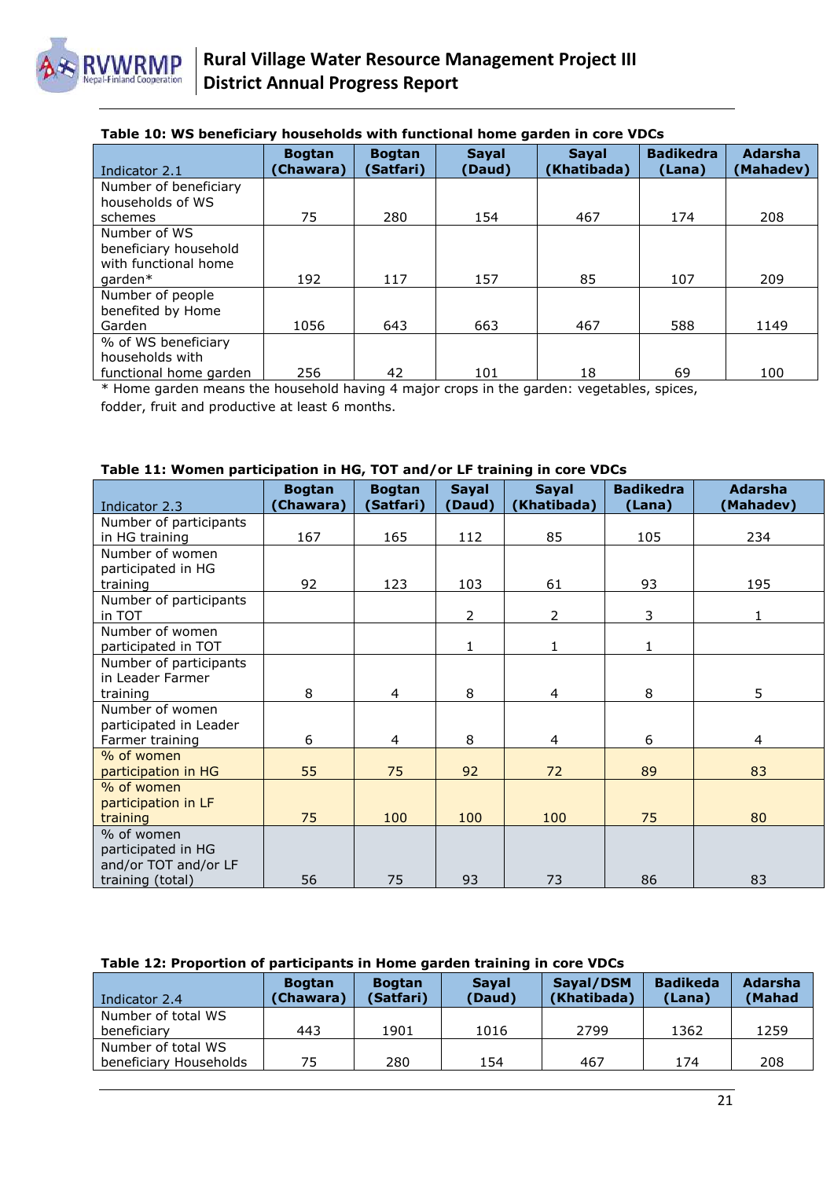**Table 10: WS beneficiary households with functional home garden in core VDCs**

| Indicator 2.1 | Bogtan (Chawara) | Bogtan (Satfari) | Sayal (Daud) | Sayal (Khatibada) | Badikedra (Lana) | Adarsha (Mahadev) |
|---|---|---|---|---|---|---|
| Number of beneficiary households of WS schemes | 75 | 280 | 154 | 467 | 174 | 208 |
| Number of WS beneficiary household with functional home garden* | 192 | 117 | 157 | 85 | 107 | 209 |
| Number of people benefited by Home Garden | 1056 | 643 | 663 | 467 | 588 | 1149 |
| % of WS beneficiary households with functional home garden | 256 | 42 | 101 | 18 | 69 | 100 |

* Home garden means the household having 4 major crops in the garden: vegetables, spices, fodder, fruit and productive at least 6 months.

**Table 11: Women participation in HG, TOT and/or LF training in core VDCs**

| Indicator 2.3 | Bogtan (Chawara) | Bogtan (Satfari) | Sayal (Daud) | Sayal (Khatibada) | Badikedra (Lana) | Adarsha (Mahadev) |
|---|---|---|---|---|---|---|
| Number of participants in HG training | 167 | 165 | 112 | 85 | 105 | 234 |
| Number of women participated in HG training | 92 | 123 | 103 | 61 | 93 | 195 |
| Number of participants in TOT | | | 2 | 2 | 3 | 1 |
| Number of women participated in TOT | | | 1 | 1 | 1 | |
| Number of participants in Leader Farmer training | 8 | 4 | 8 | 4 | 8 | 5 |
| Number of women participated in Leader Farmer training | 6 | 4 | 8 | 4 | 6 | 4 |
| % of women participation in HG | 55 | 75 | 92 | 72 | 89 | 83 |
| % of women participation in LF training | 75 | 100 | 100 | 100 | 75 | 80 |
| % of women participated in HG and/or TOT and/or LF training (total) | 56 | 75 | 93 | 73 | 86 | 83 |

**Table 12: Proportion of participants in Home garden training in core VDCs**

| Indicator 2.4 | Bogtan (Chawara) | Bogtan (Satfari) | Sayal (Daud) | Sayal/DSM (Khatibada) | Badikeda (Lana) | Adarsha (Mahad |
|---|---|---|---|---|---|---|
| Number of total WS beneficiary | 443 | 1901 | 1016 | 2799 | 1362 | 1259 |
| Number of total WS beneficiary Households | 75 | 280 | 154 | 467 | 174 | 208 |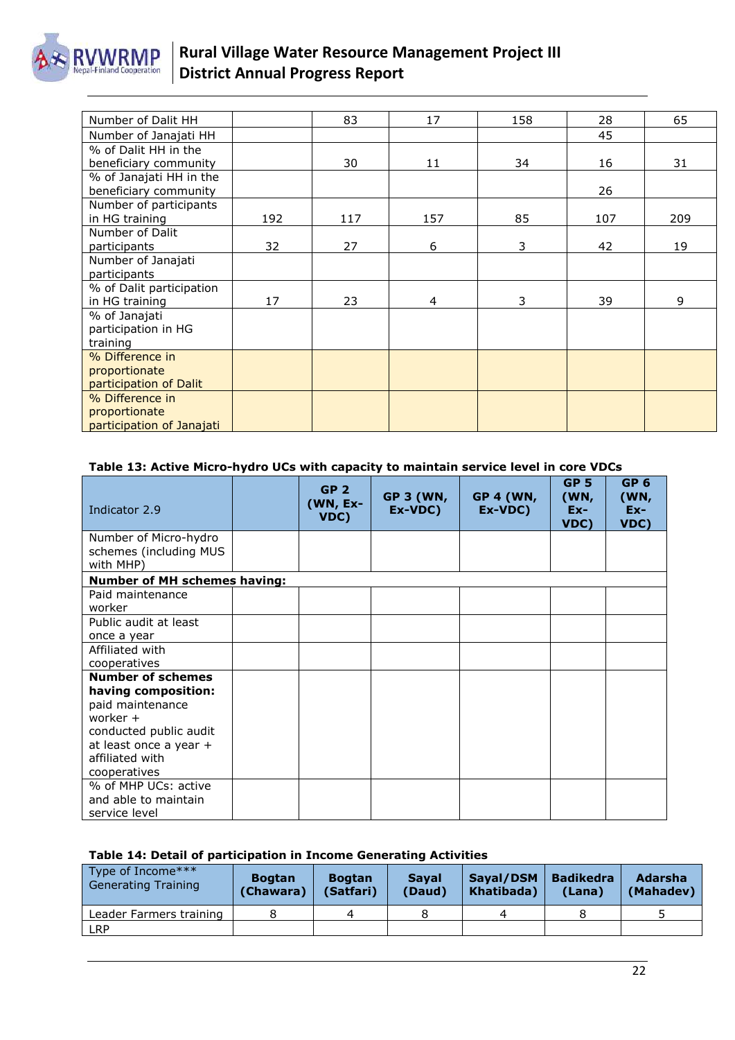| | | | | | | |
|---|---|---|---|---|---|---|
| Number of Dalit HH | | 83 | 17 | 158 | 28 | 65 |
| Number of Janajati HH | | | | | 45 | |
| % of Dalit HH in the beneficiary community | | 30 | 11 | 34 | 16 | 31 |
| % of Janajati HH in the beneficiary community | | | | | 26 | |
| Number of participants in HG training | 192 | 117 | 157 | 85 | 107 | 209 |
| Number of Dalit participants | 32 | 27 | 6 | 3 | 42 | 19 |
| Number of Janajati participants | | | | | | |
| % of Dalit participation in HG training | 17 | 23 | 4 | 3 | 39 | 9 |
| % of Janajati participation in HG training | | | | | | |
| % Difference in proportionate participation of Dalit | | | | | | |
| % Difference in proportionate participation of Janajati | | | | | | |

**Table 13: Active Micro-hydro UCs with capacity to maintain service level in core VDCs**

| Indicator 2.9 | | GP 2 (WN, Ex-VDC) | GP 3 (WN, Ex-VDC) | GP 4 (WN, Ex-VDC) | GP 5 (WN, Ex-VDC) | GP 6 (WN, Ex-VDC) |
|---|---|---|---|---|---|---|
| Number of Micro-hydro schemes (including MUS with MHP) | | | | | | |
| **Number of MH schemes having:** | | | | | | |
| Paid maintenance worker | | | | | | |
| Public audit at least once a year | | | | | | |
| Affiliated with cooperatives | | | | | | |
| **Number of schemes having composition:** paid maintenance worker + conducted public audit at least once a year + affiliated with cooperatives | | | | | | |
| % of MHP UCs: active and able to maintain service level | | | | | | |

**Table 14: Detail of participation in Income Generating Activities**

| Type of Income*** Generating Training | Bogtan (Chawara) | Bogtan (Satfari) | Sayal (Daud) | Sayal/DSM Khatibada) | Badikedra (Lana) | Adarsha (Mahadev) |
|---|---|---|---|---|---|---|
| Leader Farmers training | 8 | 4 | 8 | 4 | 8 | 5 |
| LRP | | | | | | |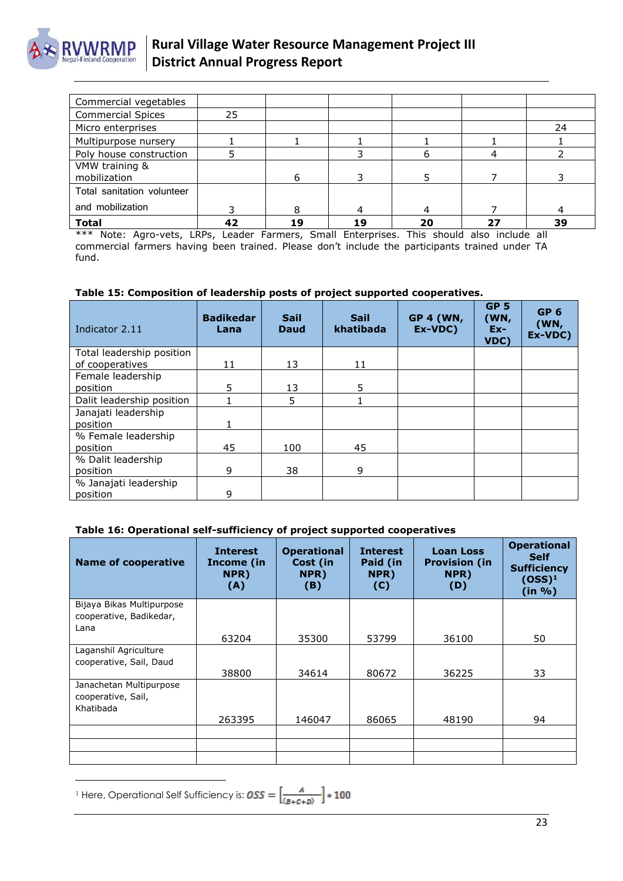| Commercial vegetables | | | | | | |
|---|---|---|---|---|---|---|
| Commercial Spices | 25 | | | | | |
| Micro enterprises | | | | | | 24 |
| Multipurpose nursery | 1 | 1 | 1 | 1 | 1 | 1 |
| Poly house construction | 5 | | 3 | 6 | 4 | 2 |
| VMW training & mobilization | | 6 | 3 | 5 | 7 | 3 |
| Total sanitation volunteer and mobilization | 3 | 8 | 4 | 4 | 7 | 4 |
| **Total** | **42** | **19** | **19** | **20** | **27** | **39** |

*** Note: Agro-vets, LRPs, Leader Farmers, Small Enterprises. This should also include all commercial farmers having been trained. Please don't include the participants trained under TA fund.

**Table 15: Composition of leadership posts of project supported cooperatives.**

| Indicator 2.11 | Badikedar Lana | Sail Daud | Sail khatibada | GP 4 (WN, Ex-VDC) | GP 5 (WN, Ex-VDC) | GP 6 (WN, Ex-VDC) |
|---|---|---|---|---|---|---|
| Total leadership position of cooperatives | 11 | 13 | 11 | | | |
| Female leadership position | 5 | 13 | 5 | | | |
| Dalit leadership position | 1 | 5 | 1 | | | |
| Janajati leadership position | 1 | | | | | |
| % Female leadership position | 45 | 100 | 45 | | | |
| % Dalit leadership position | 9 | 38 | 9 | | | |
| % Janajati leadership position | 9 | | | | | |

**Table 16: Operational self-sufficiency of project supported cooperatives**

| Name of cooperative | Interest Income (in NPR) (A) | Operational Cost (in NPR) (B) | Interest Paid (in NPR) (C) | Loan Loss Provision (in NPR) (D) | Operational Self Sufficiency (OSS)[1] (in %) |
|---|---|---|---|---|---|
| Bijaya Bikas Multipurpose cooperative, Badikedar, Lana | 63204 | 35300 | 53799 | 36100 | 50 |
| Laganshil Agriculture cooperative, Sail, Daud | 38800 | 34614 | 80672 | 36225 | 33 |
| Janachetan Multipurpose cooperative, Sail, Khatibada | 263395 | 146047 | 86065 | 48190 | 94 |
| | | | | | |
| | | | | | |
| | | | | | |

[1] Here, Operational Self Sufficiency is: $OSS = \left[\frac{A}{(B+C+D)}\right] * 100$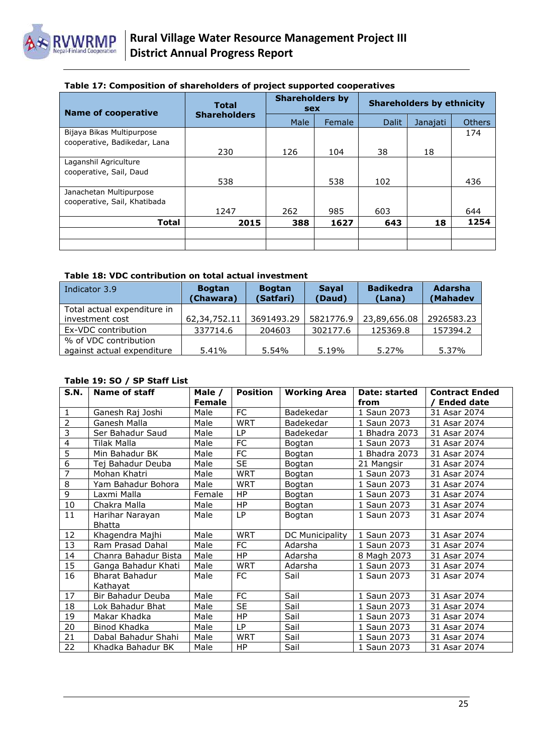**Table 17: Composition of shareholders of project supported cooperatives**

| Name of cooperative | Total Shareholders | Shareholders by sex | | Shareholders by ethnicity | | |
|---|---|---|---|---|---|---|
| | | Male | Female | Dalit | Janajati | Others |
| Bijaya Bikas Multipurpose cooperative, Badikedar, Lana | 230 | 126 | 104 | 38 | 18 | 174 |
| Laganshil Agriculture cooperative, Sail, Daud | 538 | | 538 | 102 | | 436 |
| Janachetan Multipurpose cooperative, Sail, Khatibada | 1247 | 262 | 985 | 603 | | 644 |
| **Total** | **2015** | **388** | **1627** | **643** | **18** | **1254** |
| | | | | | | |
| | | | | | | |

**Table 18: VDC contribution on total actual investment**

| Indicator 3.9 | Bogtan (Chawara) | Bogtan (Satfari) | Sayal (Daud) | Badikedra (Lana) | Adarsha (Mahadev |
|---|---|---|---|---|---|
| Total actual expenditure in investment cost | 62,34,752.11 | 3691493.29 | 5821776.9 | 23,89,656.08 | 2926583.23 |
| Ex-VDC contribution | 337714.6 | 204603 | 302177.6 | 125369.8 | 157394.2 |
| % of VDC contribution against actual expenditure | 5.41% | 5.54% | 5.19% | 5.27% | 5.37% |

**Table 19: SO / SP Staff List**

| S.N. | Name of staff | Male / Female | Position | Working Area | Date: started from | Contract Ended / Ended date |
|---|---|---|---|---|---|---|
| 1 | Ganesh Raj Joshi | Male | FC | Badekedar | 1 Saun 2073 | 31 Asar 2074 |
| 2 | Ganesh Malla | Male | WRT | Badekedar | 1 Saun 2073 | 31 Asar 2074 |
| 3 | Ser Bahadur Saud | Male | LP | Badekedar | 1 Bhadra 2073 | 31 Asar 2074 |
| 4 | Tilak Malla | Male | FC | Bogtan | 1 Saun 2073 | 31 Asar 2074 |
| 5 | Min Bahadur BK | Male | FC | Bogtan | 1 Bhadra 2073 | 31 Asar 2074 |
| 6 | Tej Bahadur Deuba | Male | SE | Bogtan | 21 Mangsir | 31 Asar 2074 |
| 7 | Mohan Khatri | Male | WRT | Bogtan | 1 Saun 2073 | 31 Asar 2074 |
| 8 | Yam Bahadur Bohora | Male | WRT | Bogtan | 1 Saun 2073 | 31 Asar 2074 |
| 9 | Laxmi Malla | Female | HP | Bogtan | 1 Saun 2073 | 31 Asar 2074 |
| 10 | Chakra Malla | Male | HP | Bogtan | 1 Saun 2073 | 31 Asar 2074 |
| 11 | Harihar Narayan Bhatta | Male | LP | Bogtan | 1 Saun 2073 | 31 Asar 2074 |
| 12 | Khagendra Majhi | Male | WRT | DC Municipality | 1 Saun 2073 | 31 Asar 2074 |
| 13 | Ram Prasad Dahal | Male | FC | Adarsha | 1 Saun 2073 | 31 Asar 2074 |
| 14 | Chanra Bahadur Bista | Male | HP | Adarsha | 8 Magh 2073 | 31 Asar 2074 |
| 15 | Ganga Bahadur Khati | Male | WRT | Adarsha | 1 Saun 2073 | 31 Asar 2074 |
| 16 | Bharat Bahadur Kathayat | Male | FC | Sail | 1 Saun 2073 | 31 Asar 2074 |
| 17 | Bir Bahadur Deuba | Male | FC | Sail | 1 Saun 2073 | 31 Asar 2074 |
| 18 | Lok Bahadur Bhat | Male | SE | Sail | 1 Saun 2073 | 31 Asar 2074 |
| 19 | Makar Khadka | Male | HP | Sail | 1 Saun 2073 | 31 Asar 2074 |
| 20 | Binod Khadka | Male | LP | Sail | 1 Saun 2073 | 31 Asar 2074 |
| 21 | Dabal Bahadur Shahi | Male | WRT | Sail | 1 Saun 2073 | 31 Asar 2074 |
| 22 | Khadka Bahadur BK | Male | HP | Sail | 1 Saun 2073 | 31 Asar 2074 |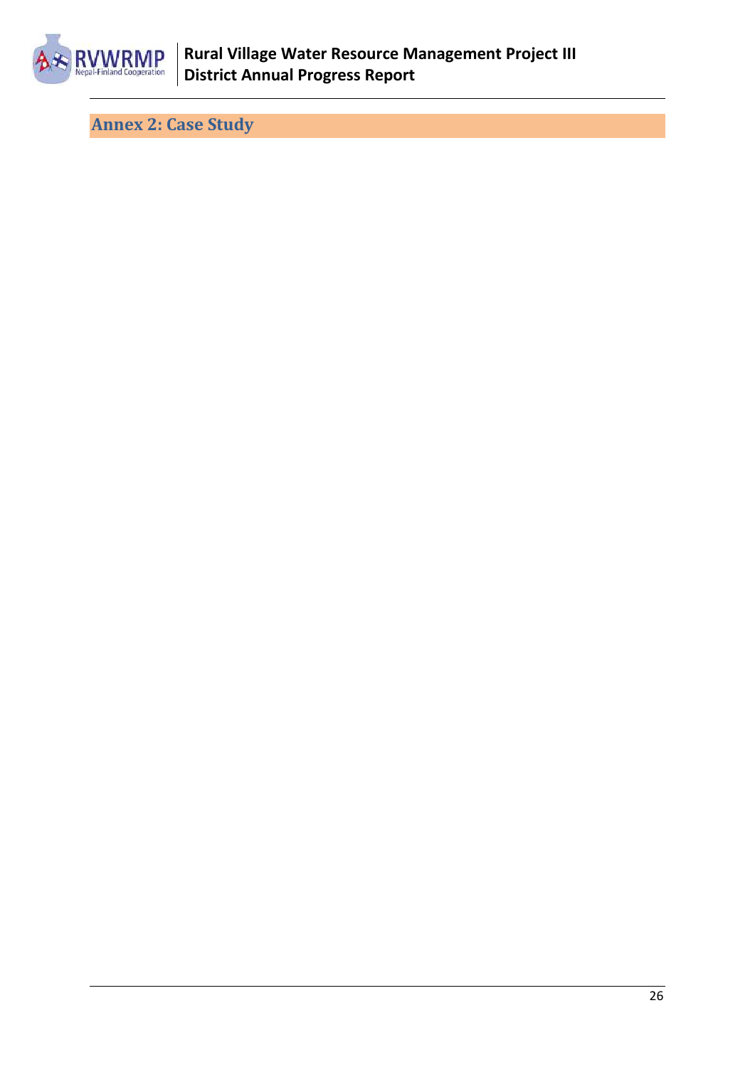## Annex 2: Case Study